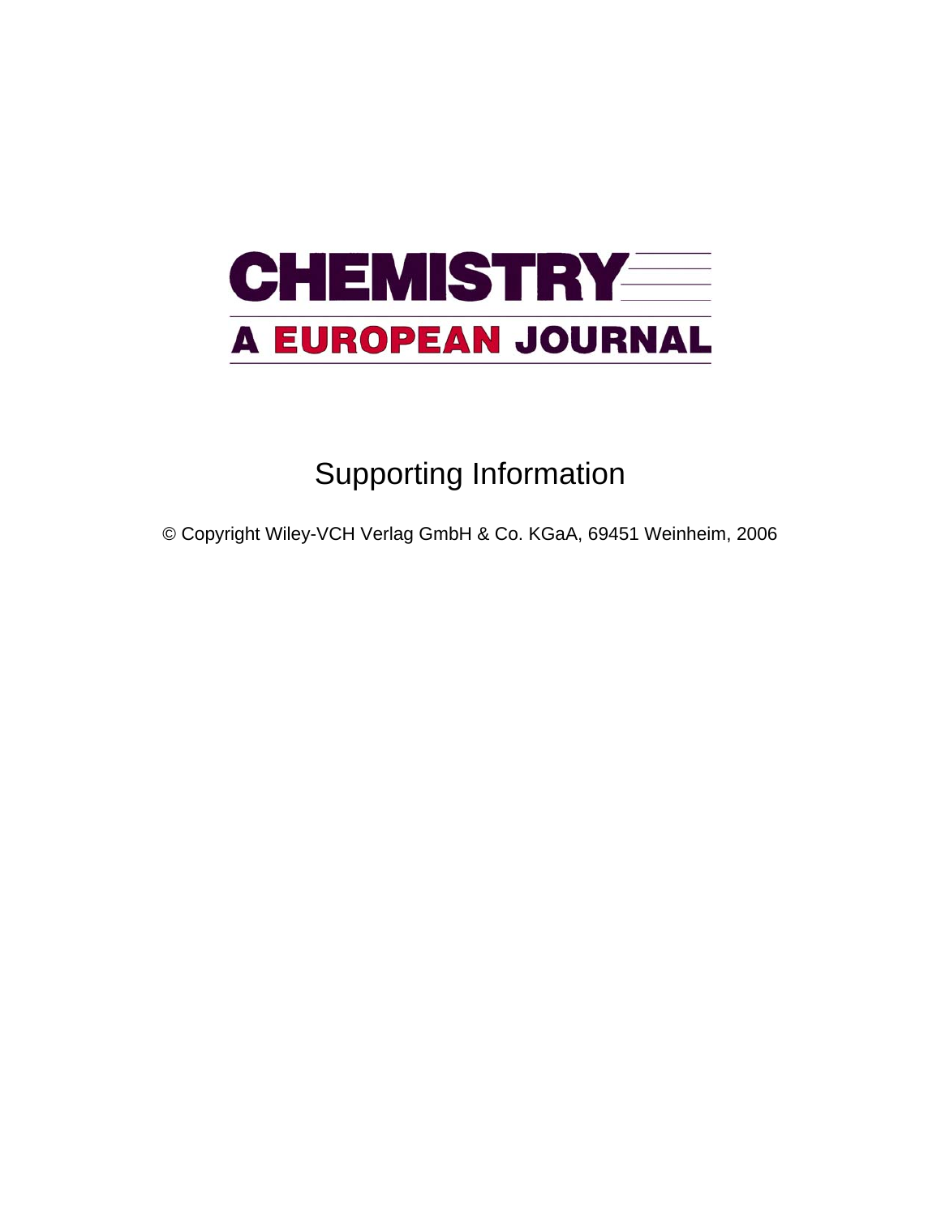# CHEMISTRY

## A EUROPEAN JOURNAL

Supporting Information

© Copyright Wiley-VCH Verlag GmbH & Co. KGaA, 69451 Weinheim, 2006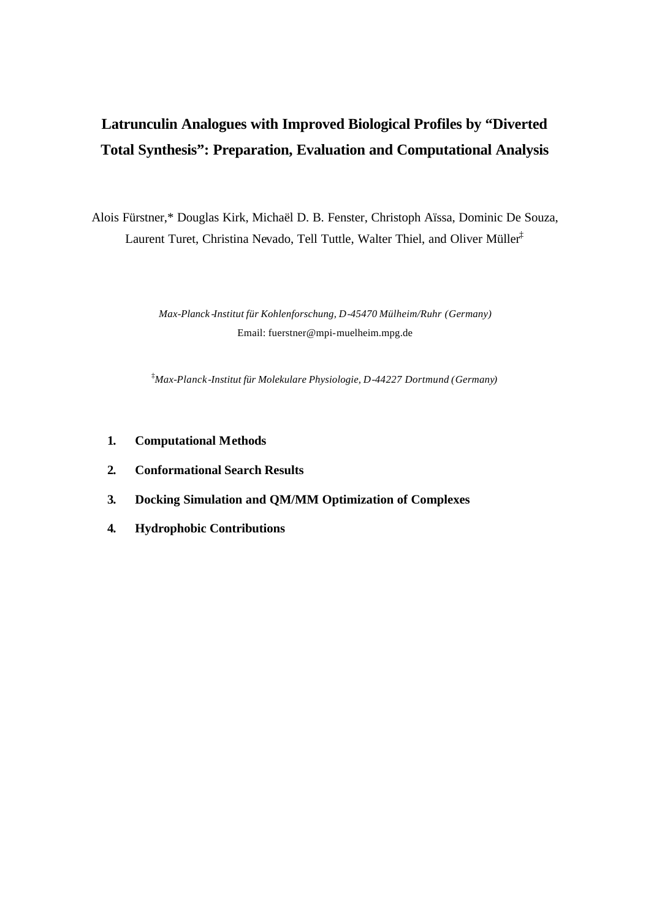# Latrunculin Analogues with Improved Biological Profiles by "Diverted Total Synthesis": Preparation, Evaluation and Computational Analysis

Alois Fürstner,* Douglas Kirk, Michaël D. B. Fenster, Christoph Aïssa, Dominic De Souza, Laurent Turet, Christina Nevado, Tell Tuttle, Walter Thiel, and Oliver Müller[‡]

*Max-Planck-Institut für Kohlenforschung, D-45470 Mülheim/Ruhr (Germany)*
Email: fuerstner@mpi-muelheim.mpg.de

[‡]*Max-Planck-Institut für Molekulare Physiologie, D-44227 Dortmund (Germany)*

1. **Computational Methods**
2. **Conformational Search Results**
3. **Docking Simulation and QM/MM Optimization of Complexes**
4. **Hydrophobic Contributions**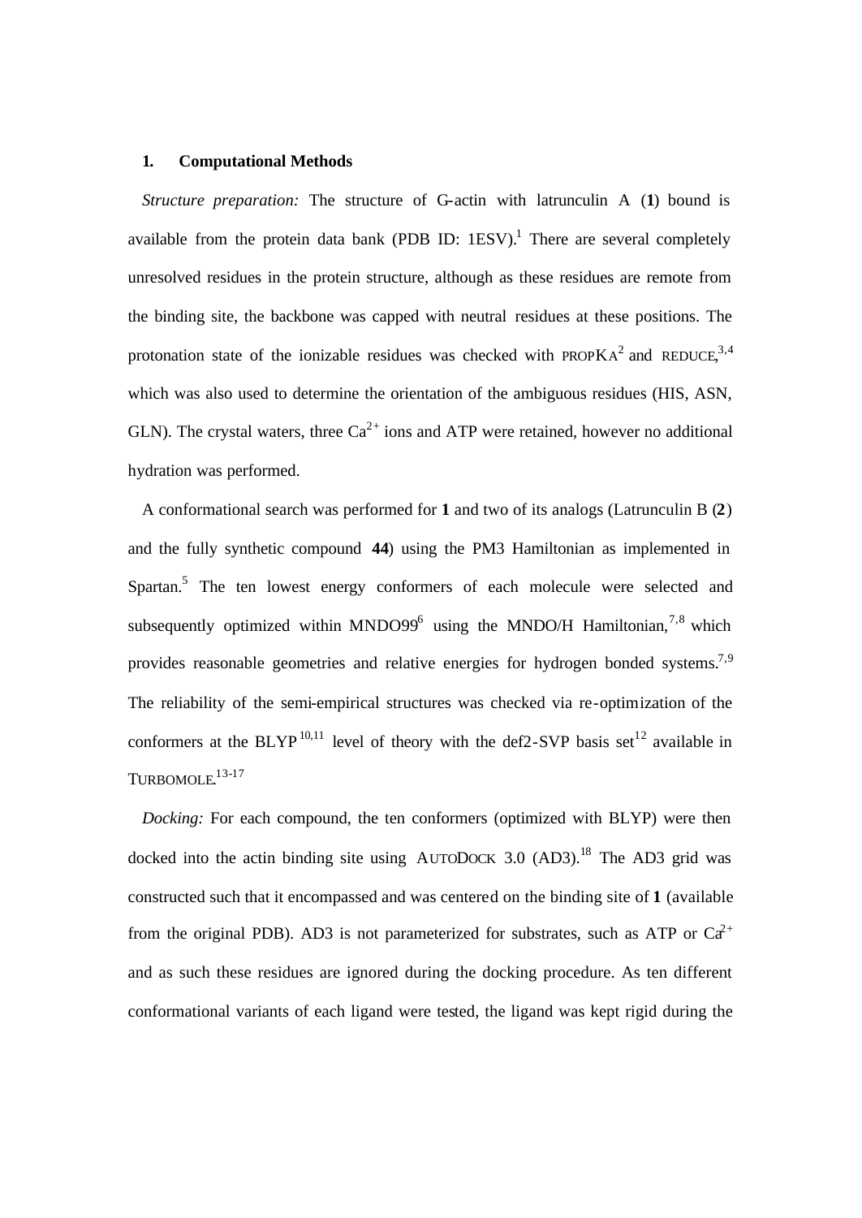## 1. Computational Methods

*Structure preparation:* The structure of G-actin with latrunculin A (**1**) bound is available from the protein data bank (PDB ID: 1ESV).[1] There are several completely unresolved residues in the protein structure, although as these residues are remote from the binding site, the backbone was capped with neutral residues at these positions. The protonation state of the ionizable residues was checked with PROPKA[2] and REDUCE,[3,4] which was also used to determine the orientation of the ambiguous residues (HIS, ASN, GLN). The crystal waters, three $Ca^{2+}$ ions and ATP were retained, however no additional hydration was performed.

A conformational search was performed for **1** and two of its analogs (Latrunculin B (**2**) and the fully synthetic compound **44**) using the PM3 Hamiltonian as implemented in Spartan.[5] The ten lowest energy conformers of each molecule were selected and subsequently optimized within MNDO99[6] using the MNDO/H Hamiltonian,[7,8] which provides reasonable geometries and relative energies for hydrogen bonded systems.[7,9] The reliability of the semi-empirical structures was checked via re-optimization of the conformers at the BLYP[10,11] level of theory with the def2-SVP basis set[12] available in TURBOMOLE.[13-17]

*Docking:* For each compound, the ten conformers (optimized with BLYP) were then docked into the actin binding site using AUTODOCK 3.0 (AD3).[18] The AD3 grid was constructed such that it encompassed and was centered on the binding site of **1** (available from the original PDB). AD3 is not parameterized for substrates, such as ATP or $Ca^{2+}$ and as such these residues are ignored during the docking procedure. As ten different conformational variants of each ligand were tested, the ligand was kept rigid during the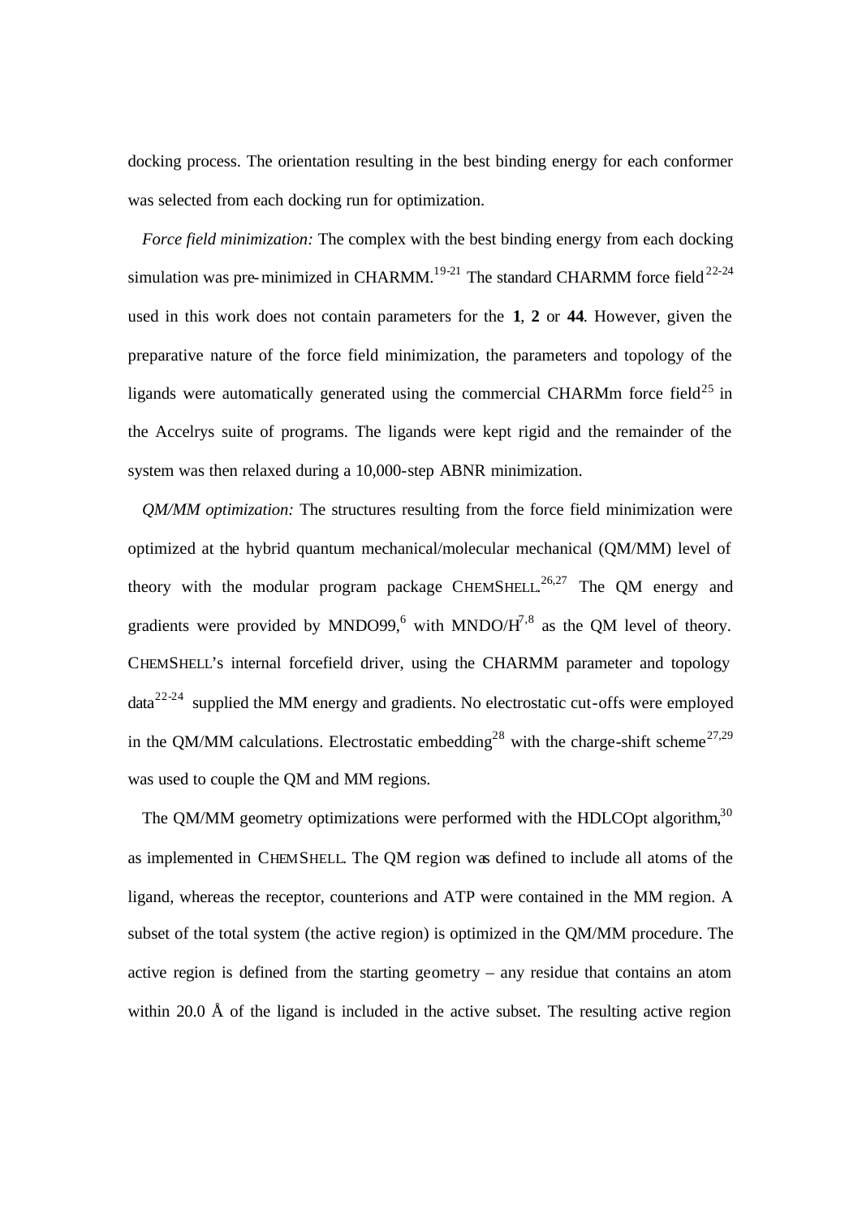docking process. The orientation resulting in the best binding energy for each conformer was selected from each docking run for optimization.

*Force field minimization:* The complex with the best binding energy from each docking simulation was pre-minimized in CHARMM.[19-21] The standard CHARMM force field[22-24] used in this work does not contain parameters for the **1**, **2** or **44**. However, given the preparative nature of the force field minimization, the parameters and topology of the ligands were automatically generated using the commercial CHARMm force field[25] in the Accelrys suite of programs. The ligands were kept rigid and the remainder of the system was then relaxed during a 10,000-step ABNR minimization.

*QM/MM optimization:* The structures resulting from the force field minimization were optimized at the hybrid quantum mechanical/molecular mechanical (QM/MM) level of theory with the modular program package CHEMSHELL.[26,27] The QM energy and gradients were provided by MNDO99,[6] with MNDO/H[7,8] as the QM level of theory. CHEMSHELL's internal forcefield driver, using the CHARMM parameter and topology data[22-24] supplied the MM energy and gradients. No electrostatic cut-offs were employed in the QM/MM calculations. Electrostatic embedding[28] with the charge-shift scheme[27,29] was used to couple the QM and MM regions.

The QM/MM geometry optimizations were performed with the HDLCOpt algorithm,[30] as implemented in CHEMSHELL. The QM region was defined to include all atoms of the ligand, whereas the receptor, counterions and ATP were contained in the MM region. A subset of the total system (the active region) is optimized in the QM/MM procedure. The active region is defined from the starting geometry – any residue that contains an atom within 20.0 Å of the ligand is included in the active subset. The resulting active region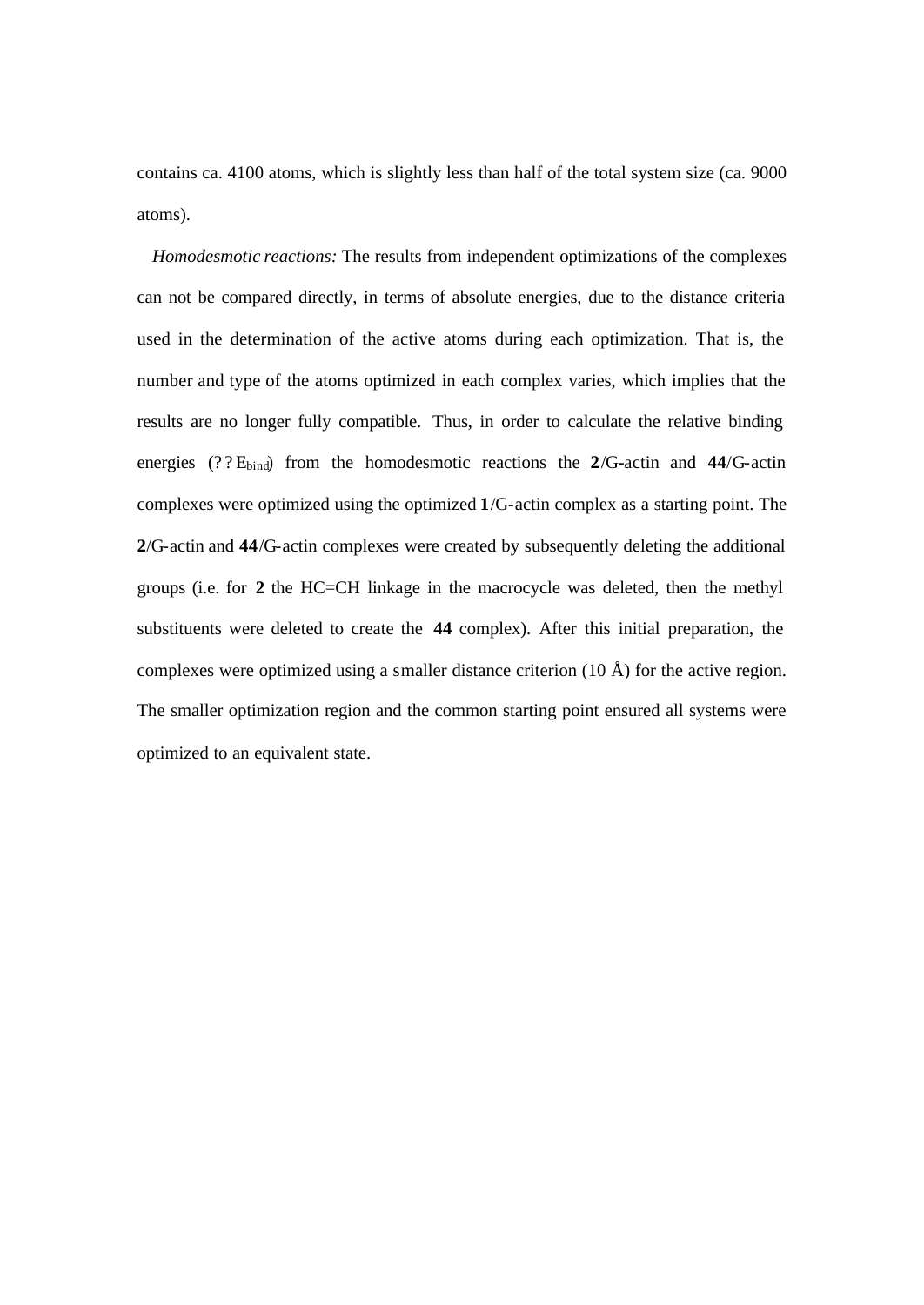contains ca. 4100 atoms, which is slightly less than half of the total system size (ca. 9000 atoms).

*Homodesmotic reactions:* The results from independent optimizations of the complexes can not be compared directly, in terms of absolute energies, due to the distance criteria used in the determination of the active atoms during each optimization. That is, the number and type of the atoms optimized in each complex varies, which implies that the results are no longer fully compatible. Thus, in order to calculate the relative binding energies (??$E_{bind}$) from the homodesmotic reactions the **2**/G-actin and **44**/G-actin complexes were optimized using the optimized **1**/G-actin complex as a starting point. The **2**/G-actin and **44**/G-actin complexes were created by subsequently deleting the additional groups (i.e. for **2** the HC=CH linkage in the macrocycle was deleted, then the methyl substituents were deleted to create the **44** complex). After this initial preparation, the complexes were optimized using a smaller distance criterion (10 Å) for the active region. The smaller optimization region and the common starting point ensured all systems were optimized to an equivalent state.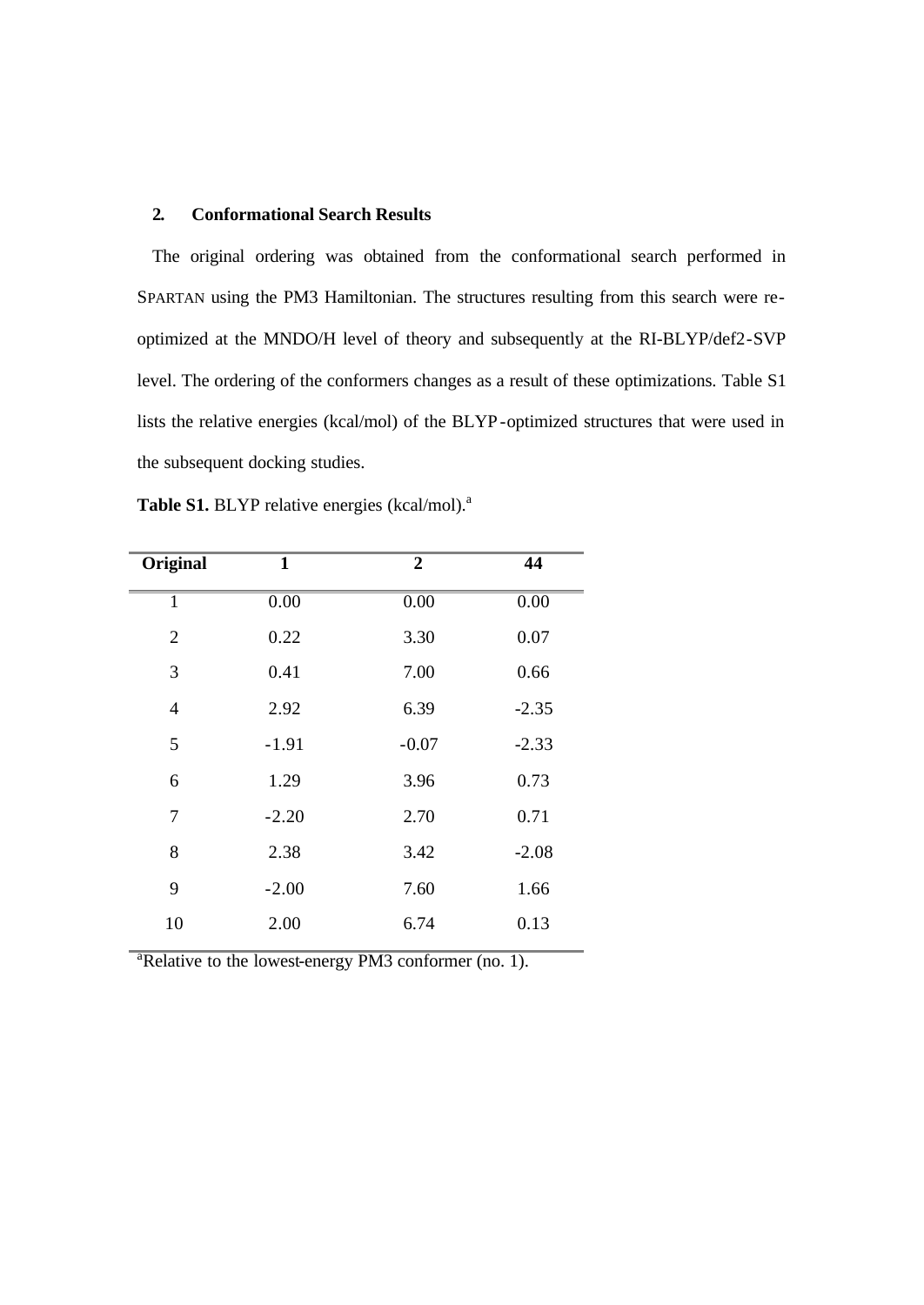## 2. Conformational Search Results

The original ordering was obtained from the conformational search performed in SPARTAN using the PM3 Hamiltonian. The structures resulting from this search were re-optimized at the MNDO/H level of theory and subsequently at the RI-BLYP/def2-SVP level. The ordering of the conformers changes as a result of these optimizations. Table S1 lists the relative energies (kcal/mol) of the BLYP-optimized structures that were used in the subsequent docking studies.

**Table S1.** BLYP relative energies (kcal/mol).[a]

| Original | **1** | **2** | **44** |
|---|---|---|---|
| 1 | 0.00 | 0.00 | 0.00 |
| 2 | 0.22 | 3.30 | 0.07 |
| 3 | 0.41 | 7.00 | 0.66 |
| 4 | 2.92 | 6.39 | -2.35 |
| 5 | -1.91 | -0.07 | -2.33 |
| 6 | 1.29 | 3.96 | 0.73 |
| 7 | -2.20 | 2.70 | 0.71 |
| 8 | 2.38 | 3.42 | -2.08 |
| 9 | -2.00 | 7.60 | 1.66 |
| 10 | 2.00 | 6.74 | 0.13 |

[a]Relative to the lowest-energy PM3 conformer (no. 1).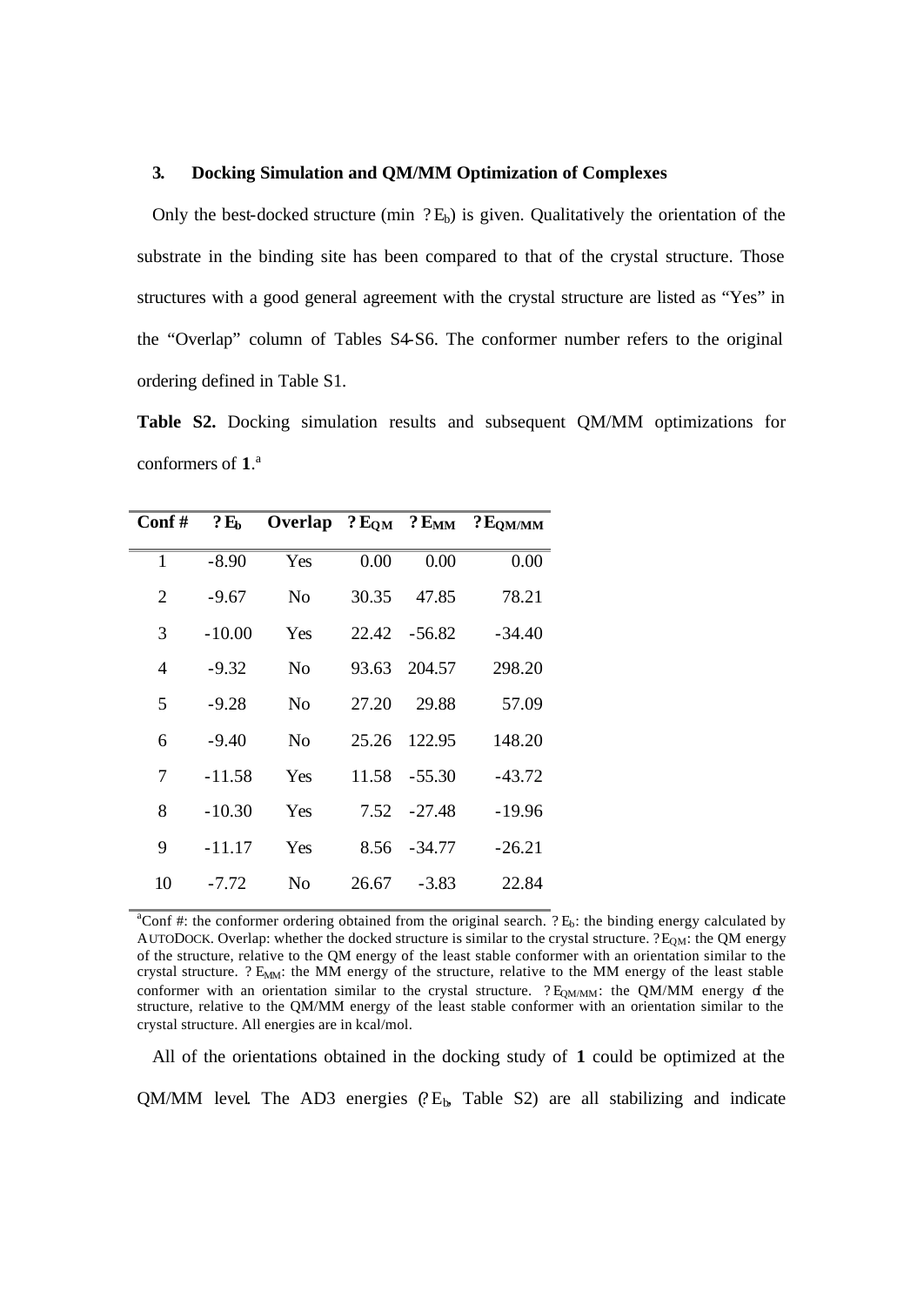### 3. Docking Simulation and QM/MM Optimization of Complexes

Only the best-docked structure (min $\Delta E_b$) is given. Qualitatively the orientation of the substrate in the binding site has been compared to that of the crystal structure. Those structures with a good general agreement with the crystal structure are listed as "Yes" in the "Overlap" column of Tables S4-S6. The conformer number refers to the original ordering defined in Table S1.

**Table S2.** Docking simulation results and subsequent QM/MM optimizations for conformers of **1**.[a]

| Conf # | $\Delta E_b$ | Overlap | $\Delta E_{QM}$ | $\Delta E_{MM}$ | $\Delta E_{QM/MM}$ |
|---|---|---|---|---|---|
| 1 | -8.90 | Yes | 0.00 | 0.00 | 0.00 |
| 2 | -9.67 | No | 30.35 | 47.85 | 78.21 |
| 3 | -10.00 | Yes | 22.42 | -56.82 | -34.40 |
| 4 | -9.32 | No | 93.63 | 204.57 | 298.20 |
| 5 | -9.28 | No | 27.20 | 29.88 | 57.09 |
| 6 | -9.40 | No | 25.26 | 122.95 | 148.20 |
| 7 | -11.58 | Yes | 11.58 | -55.30 | -43.72 |
| 8 | -10.30 | Yes | 7.52 | -27.48 | -19.96 |
| 9 | -11.17 | Yes | 8.56 | -34.77 | -26.21 |
| 10 | -7.72 | No | 26.67 | -3.83 | 22.84 |

[a]Conf #: the conformer ordering obtained from the original search. $\Delta E_b$: the binding energy calculated by AUTODOCK. Overlap: whether the docked structure is similar to the crystal structure. $\Delta E_{QM}$: the QM energy of the structure, relative to the QM energy of the least stable conformer with an orientation similar to the crystal structure. $\Delta E_{MM}$: the MM energy of the structure, relative to the MM energy of the least stable conformer with an orientation similar to the crystal structure. $\Delta E_{QM/MM}$: the QM/MM energy of the structure, relative to the QM/MM energy of the least stable conformer with an orientation similar to the crystal structure. All energies are in kcal/mol.

All of the orientations obtained in the docking study of **1** could be optimized at the QM/MM level. The AD3 energies ($\Delta E_b$, Table S2) are all stabilizing and indicate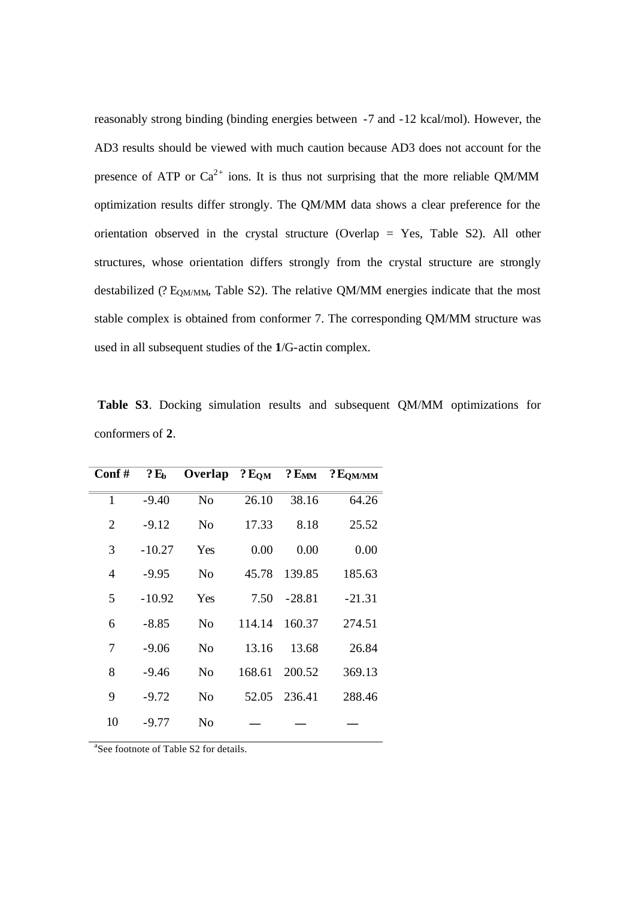reasonably strong binding (binding energies between -7 and -12 kcal/mol). However, the AD3 results should be viewed with much caution because AD3 does not account for the presence of ATP or $Ca^{2+}$ ions. It is thus not surprising that the more reliable QM/MM optimization results differ strongly. The QM/MM data shows a clear preference for the orientation observed in the crystal structure (Overlap = Yes, Table S2). All other structures, whose orientation differs strongly from the crystal structure are strongly destabilized (? $E_{QM/MM}$, Table S2). The relative QM/MM energies indicate that the most stable complex is obtained from conformer 7. The corresponding QM/MM structure was used in all subsequent studies of the **1**/G-actin complex.

**Table S3**. Docking simulation results and subsequent QM/MM optimizations for conformers of **2**.

| Conf # | ? $E_b$ | Overlap | ? $E_{QM}$ | ? $E_{MM}$ | ? $E_{QM/MM}$ |
|---|---|---|---|---|---|
| 1 | -9.40 | No | 26.10 | 38.16 | 64.26 |
| 2 | -9.12 | No | 17.33 | 8.18 | 25.52 |
| 3 | -10.27 | Yes | 0.00 | 0.00 | 0.00 |
| 4 | -9.95 | No | 45.78 | 139.85 | 185.63 |
| 5 | -10.92 | Yes | 7.50 | -28.81 | -21.31 |
| 6 | -8.85 | No | 114.14 | 160.37 | 274.51 |
| 7 | -9.06 | No | 13.16 | 13.68 | 26.84 |
| 8 | -9.46 | No | 168.61 | 200.52 | 369.13 |
| 9 | -9.72 | No | 52.05 | 236.41 | 288.46 |
| 10 | -9.77 | No | — | — | — |

[a]See footnote of Table S2 for details.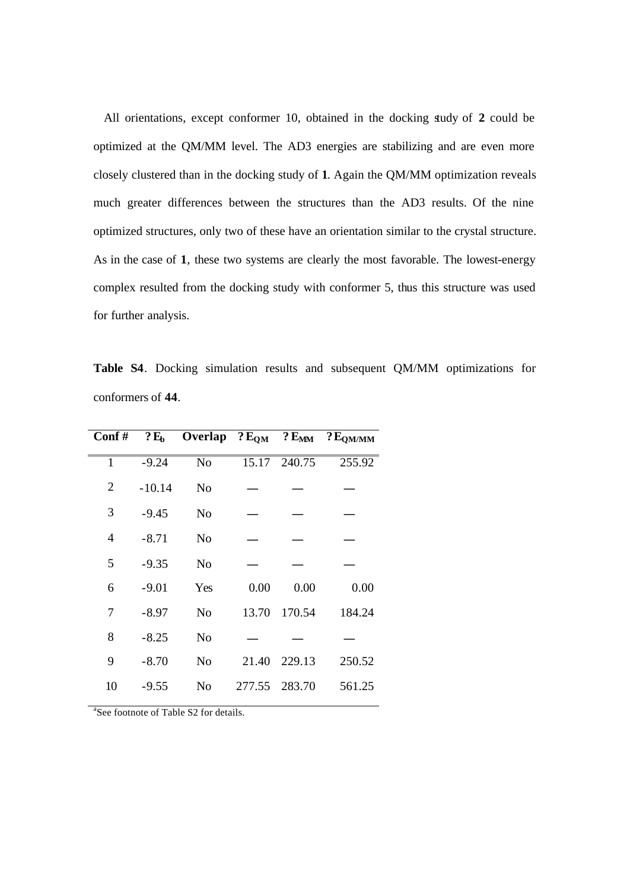All orientations, except conformer 10, obtained in the docking study of **2** could be optimized at the QM/MM level. The AD3 energies are stabilizing and are even more closely clustered than in the docking study of **1**. Again the QM/MM optimization reveals much greater differences between the structures than the AD3 results. Of the nine optimized structures, only two of these have an orientation similar to the crystal structure. As in the case of **1**, these two systems are clearly the most favorable. The lowest-energy complex resulted from the docking study with conformer 5, thus this structure was used for further analysis.

**Table S4**. Docking simulation results and subsequent QM/MM optimizations for conformers of **44**.

| Conf # | ? $E_b$ | Overlap | ? $E_{QM}$ | ? $E_{MM}$ | ? $E_{QM/MM}$ |
|---|---|---|---|---|---|
| 1 | -9.24 | No | 15.17 | 240.75 | 255.92 |
| 2 | -10.14 | No | — | — | — |
| 3 | -9.45 | No | — | — | — |
| 4 | -8.71 | No | — | — | — |
| 5 | -9.35 | No | — | — | — |
| 6 | -9.01 | Yes | 0.00 | 0.00 | 0.00 |
| 7 | -8.97 | No | 13.70 | 170.54 | 184.24 |
| 8 | -8.25 | No | — | — | — |
| 9 | -8.70 | No | 21.40 | 229.13 | 250.52 |
| 10 | -9.55 | No | 277.55 | 283.70 | 561.25 |

[a]See footnote of Table S2 for details.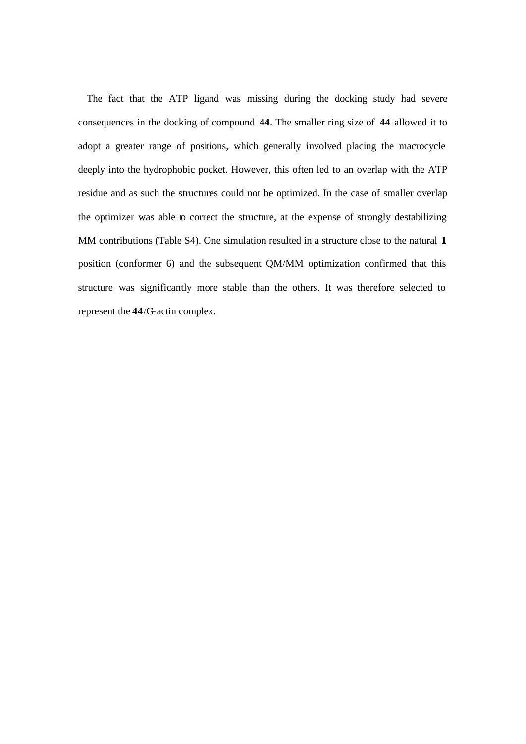The fact that the ATP ligand was missing during the docking study had severe consequences in the docking of compound **44**. The smaller ring size of **44** allowed it to adopt a greater range of positions, which generally involved placing the macrocycle deeply into the hydrophobic pocket. However, this often led to an overlap with the ATP residue and as such the structures could not be optimized. In the case of smaller overlap the optimizer was able to correct the structure, at the expense of strongly destabilizing MM contributions (Table S4). One simulation resulted in a structure close to the natural **1** position (conformer 6) and the subsequent QM/MM optimization confirmed that this structure was significantly more stable than the others. It was therefore selected to represent the **44**/G-actin complex.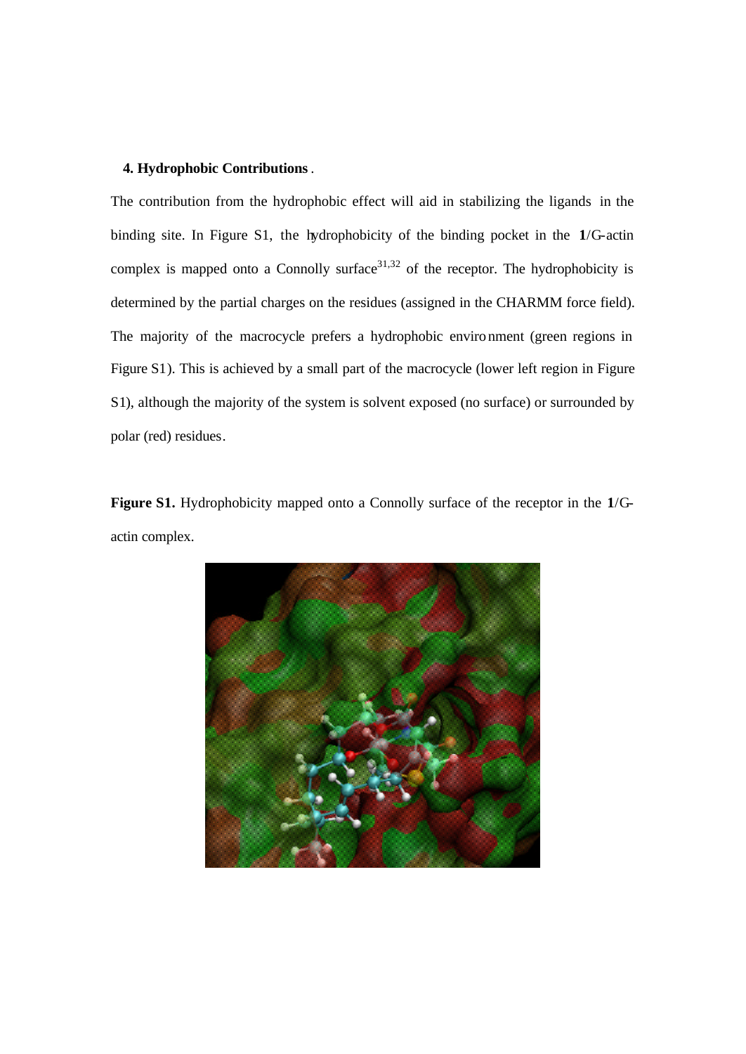### 4. Hydrophobic Contributions.

The contribution from the hydrophobic effect will aid in stabilizing the ligands in the binding site. In Figure S1, the hydrophobicity of the binding pocket in the **1**/G-actin complex is mapped onto a Connolly surface[31,32] of the receptor. The hydrophobicity is determined by the partial charges on the residues (assigned in the CHARMM force field). The majority of the macrocycle prefers a hydrophobic environment (green regions in Figure S1). This is achieved by a small part of the macrocycle (lower left region in Figure S1), although the majority of the system is solvent exposed (no surface) or surrounded by polar (red) residues.

**Figure S1.** Hydrophobicity mapped onto a Connolly surface of the receptor in the **1**/G-actin complex.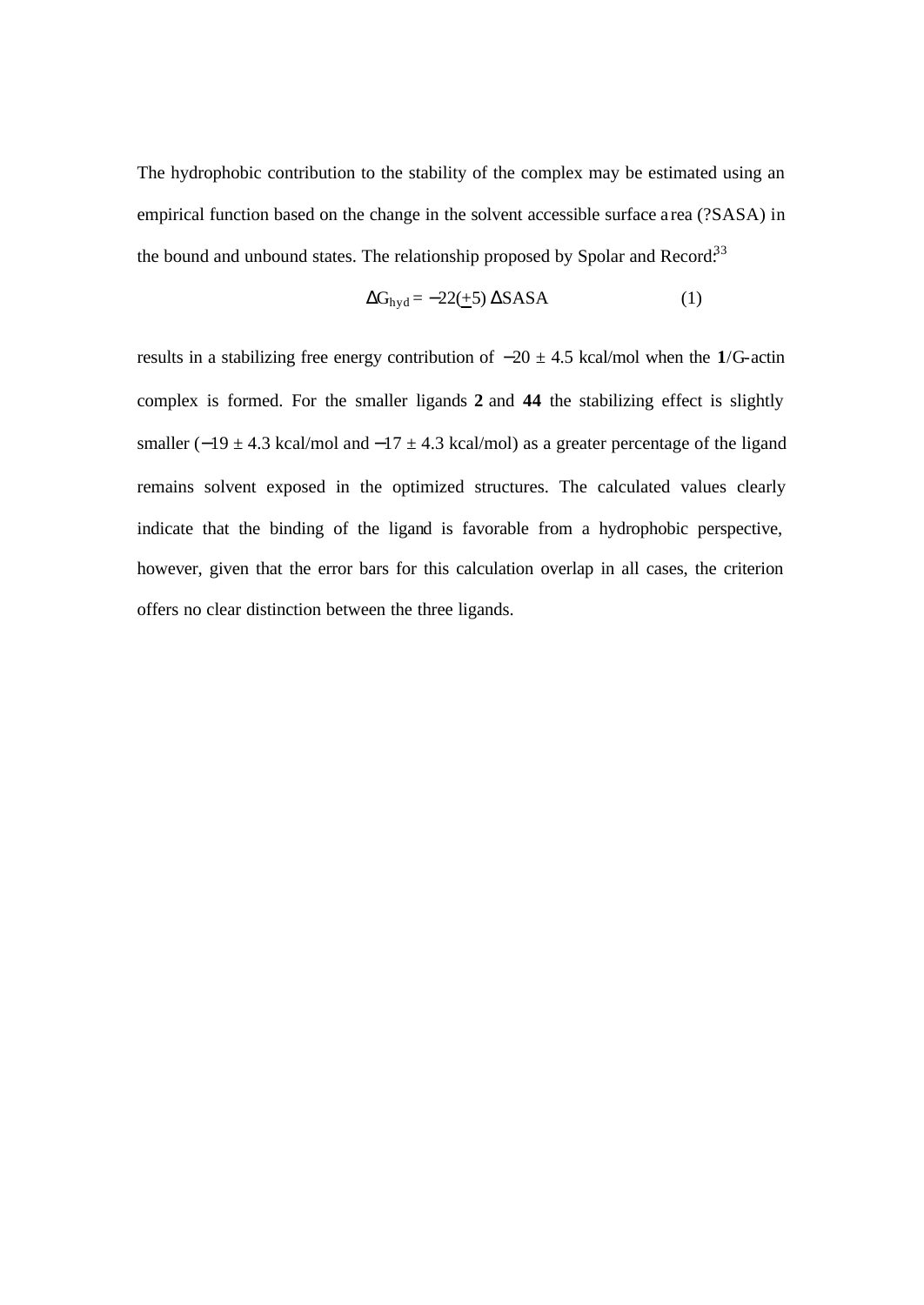The hydrophobic contribution to the stability of the complex may be estimated using an empirical function based on the change in the solvent accessible surface area (?SASA) in the bound and unbound states. The relationship proposed by Spolar and Record:[33]

$$\Delta G_{hyd} = -22(\underline{+}5)\,\Delta SASA \qquad (1)$$

results in a stabilizing free energy contribution of −20 ± 4.5 kcal/mol when the **1**/G-actin complex is formed. For the smaller ligands **2** and **44** the stabilizing effect is slightly smaller (−19 ± 4.3 kcal/mol and −17 ± 4.3 kcal/mol) as a greater percentage of the ligand remains solvent exposed in the optimized structures. The calculated values clearly indicate that the binding of the ligand is favorable from a hydrophobic perspective, however, given that the error bars for this calculation overlap in all cases, the criterion offers no clear distinction between the three ligands.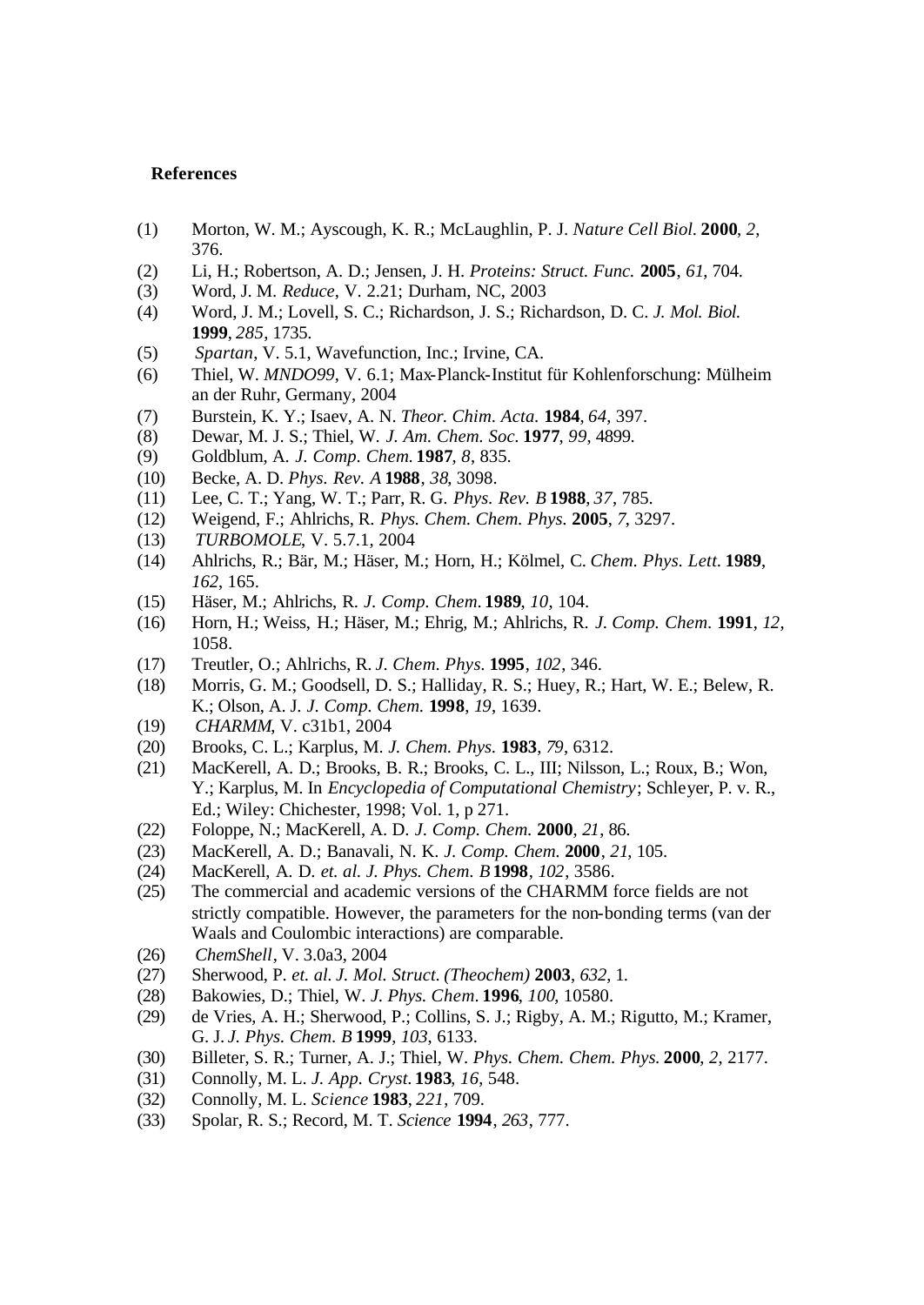**References**

(1) Morton, W. M.; Ayscough, K. R.; McLaughlin, P. J. *Nature Cell Biol.* **2000**, *2*, 376.

(2) Li, H.; Robertson, A. D.; Jensen, J. H. *Proteins: Struct. Func.* **2005**, *61*, 704.

(3) Word, J. M. *Reduce*, V. 2.21; Durham, NC, 2003

(4) Word, J. M.; Lovell, S. C.; Richardson, J. S.; Richardson, D. C. *J. Mol. Biol.* **1999**, *285*, 1735.

(5) *Spartan*, V. 5.1, Wavefunction, Inc.; Irvine, CA.

(6) Thiel, W. *MNDO99*, V. 6.1; Max-Planck-Institut für Kohlenforschung: Mülheim an der Ruhr, Germany, 2004

(7) Burstein, K. Y.; Isaev, A. N. *Theor. Chim. Acta.* **1984**, *64*, 397.

(8) Dewar, M. J. S.; Thiel, W. *J. Am. Chem. Soc.* **1977**, *99*, 4899.

(9) Goldblum, A. *J. Comp. Chem.* **1987**, *8*, 835.

(10) Becke, A. D. *Phys. Rev. A* **1988**, *38*, 3098.

(11) Lee, C. T.; Yang, W. T.; Parr, R. G. *Phys. Rev. B* **1988**, *37*, 785.

(12) Weigend, F.; Ahlrichs, R. *Phys. Chem. Chem. Phys.* **2005**, *7*, 3297.

(13) *TURBOMOLE*, V. 5.7.1, 2004

(14) Ahlrichs, R.; Bär, M.; Häser, M.; Horn, H.; Kölmel, C. *Chem. Phys. Lett.* **1989**, *162*, 165.

(15) Häser, M.; Ahlrichs, R. *J. Comp. Chem.* **1989**, *10*, 104.

(16) Horn, H.; Weiss, H.; Häser, M.; Ehrig, M.; Ahlrichs, R. *J. Comp. Chem.* **1991**, *12*, 1058.

(17) Treutler, O.; Ahlrichs, R. *J. Chem. Phys.* **1995**, *102*, 346.

(18) Morris, G. M.; Goodsell, D. S.; Halliday, R. S.; Huey, R.; Hart, W. E.; Belew, R. K.; Olson, A. J. *J. Comp. Chem.* **1998**, *19*, 1639.

(19) *CHARMM*, V. c31b1, 2004

(20) Brooks, C. L.; Karplus, M. *J. Chem. Phys.* **1983**, *79*, 6312.

(21) MacKerell, A. D.; Brooks, B. R.; Brooks, C. L., III; Nilsson, L.; Roux, B.; Won, Y.; Karplus, M. In *Encyclopedia of Computational Chemistry*; Schleyer, P. v. R., Ed.; Wiley: Chichester, 1998; Vol. 1, p 271.

(22) Foloppe, N.; MacKerell, A. D. *J. Comp. Chem.* **2000**, *21*, 86.

(23) MacKerell, A. D.; Banavali, N. K. *J. Comp. Chem.* **2000**, *21*, 105.

(24) MacKerell, A. D. *et. al. J. Phys. Chem. B* **1998**, *102*, 3586.

(25) The commercial and academic versions of the CHARMM force fields are not strictly compatible. However, the parameters for the non-bonding terms (van der Waals and Coulombic interactions) are comparable.

(26) *ChemShell*, V. 3.0a3, 2004

(27) Sherwood, P. *et. al. J. Mol. Struct. (Theochem)* **2003**, *632*, 1.

(28) Bakowies, D.; Thiel, W. *J. Phys. Chem.* **1996**, *100*, 10580.

(29) de Vries, A. H.; Sherwood, P.; Collins, S. J.; Rigby, A. M.; Rigutto, M.; Kramer, G. J. *J. Phys. Chem. B* **1999**, *103*, 6133.

(30) Billeter, S. R.; Turner, A. J.; Thiel, W. *Phys. Chem. Chem. Phys.* **2000**, *2*, 2177.

(31) Connolly, M. L. *J. App. Cryst.* **1983**, *16*, 548.

(32) Connolly, M. L. *Science* **1983**, *221*, 709.

(33) Spolar, R. S.; Record, M. T. *Science* **1994**, *263*, 777.